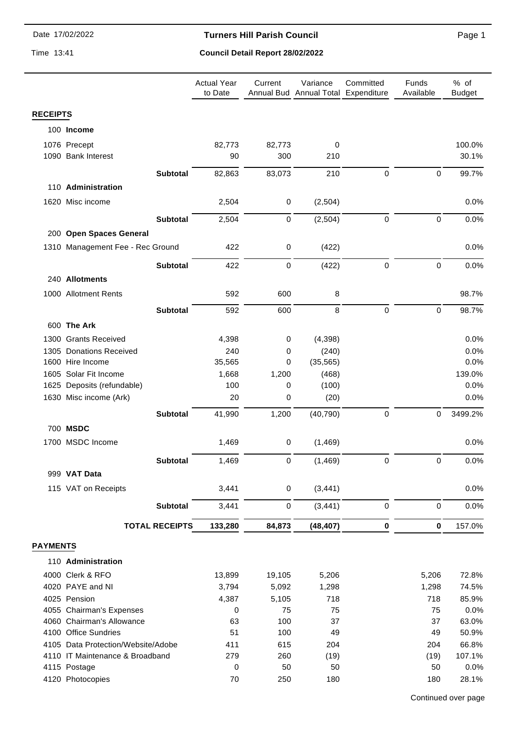Date 17/02/2022

Time 13:41

# Turners Hill Parish Council

## Council Detail Report 28/02/2022

| | | Actual Year to Date | Current Annual Bud | Variance Annual Total | Committed Expenditure | Funds Available | % of Budget |
|---|---|---|---|---|---|---|---|
| **RECEIPTS** | | | | | | | |
| 100 | **Income** | | | | | | |
| 1076 | Precept | 82,773 | 82,773 | 0 | | | 100.0% |
| 1090 | Bank Interest | 90 | 300 | 210 | | | 30.1% |
| | **Subtotal** | 82,863 | 83,073 | 210 | 0 | 0 | 99.7% |
| 110 | **Administration** | | | | | | |
| 1620 | Misc income | 2,504 | 0 | (2,504) | | | 0.0% |
| | **Subtotal** | 2,504 | 0 | (2,504) | 0 | 0 | 0.0% |
| 200 | **Open Spaces General** | | | | | | |
| 1310 | Management Fee - Rec Ground | 422 | 0 | (422) | | | 0.0% |
| | **Subtotal** | 422 | 0 | (422) | 0 | 0 | 0.0% |
| 240 | **Allotments** | | | | | | |
| 1000 | Allotment Rents | 592 | 600 | 8 | | | 98.7% |
| | **Subtotal** | 592 | 600 | 8 | 0 | 0 | 98.7% |
| 600 | **The Ark** | | | | | | |
| 1300 | Grants Received | 4,398 | 0 | (4,398) | | | 0.0% |
| 1305 | Donations Received | 240 | 0 | (240) | | | 0.0% |
| 1600 | Hire Income | 35,565 | 0 | (35,565) | | | 0.0% |
| 1605 | Solar Fit Income | 1,668 | 1,200 | (468) | | | 139.0% |
| 1625 | Deposits (refundable) | 100 | 0 | (100) | | | 0.0% |
| 1630 | Misc income (Ark) | 20 | 0 | (20) | | | 0.0% |
| | **Subtotal** | 41,990 | 1,200 | (40,790) | 0 | 0 | 3499.2% |
| 700 | **MSDC** | | | | | | |
| 1700 | MSDC Income | 1,469 | 0 | (1,469) | | | 0.0% |
| | **Subtotal** | 1,469 | 0 | (1,469) | 0 | 0 | 0.0% |
| 999 | **VAT Data** | | | | | | |
| 115 | VAT on Receipts | 3,441 | 0 | (3,441) | | | 0.0% |
| | **Subtotal** | 3,441 | 0 | (3,441) | 0 | 0 | 0.0% |
| | **TOTAL RECEIPTS** | **133,280** | **84,873** | **(48,407)** | **0** | **0** | 157.0% |
| **PAYMENTS** | | | | | | | |
| 110 | **Administration** | | | | | | |
| 4000 | Clerk & RFO | 13,899 | 19,105 | 5,206 | | 5,206 | 72.8% |
| 4020 | PAYE and NI | 3,794 | 5,092 | 1,298 | | 1,298 | 74.5% |
| 4025 | Pension | 4,387 | 5,105 | 718 | | 718 | 85.9% |
| 4055 | Chairman's Expenses | 0 | 75 | 75 | | 75 | 0.0% |
| 4060 | Chairman's Allowance | 63 | 100 | 37 | | 37 | 63.0% |
| 4100 | Office Sundries | 51 | 100 | 49 | | 49 | 50.9% |
| 4105 | Data Protection/Website/Adobe | 411 | 615 | 204 | | 204 | 66.8% |
| 4110 | IT Maintenance & Broadband | 279 | 260 | (19) | | (19) | 107.1% |
| 4115 | Postage | 0 | 50 | 50 | | 50 | 0.0% |
| 4120 | Photocopies | 70 | 250 | 180 | | 180 | 28.1% |

Continued over page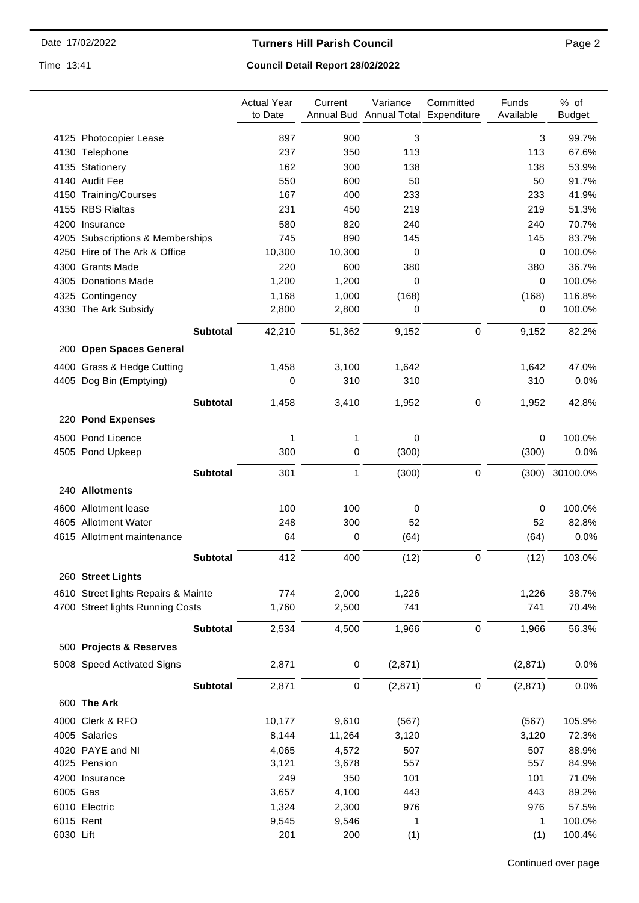|  |  | Actual Year to Date | Current Annual Bud | Variance Annual Total | Committed Expenditure | Funds Available | % of Budget |
|---|---|---|---|---|---|---|---|
| 4125 | Photocopier Lease | 897 | 900 | 3 |  | 3 | 99.7% |
| 4130 | Telephone | 237 | 350 | 113 |  | 113 | 67.6% |
| 4135 | Stationery | 162 | 300 | 138 |  | 138 | 53.9% |
| 4140 | Audit Fee | 550 | 600 | 50 |  | 50 | 91.7% |
| 4150 | Training/Courses | 167 | 400 | 233 |  | 233 | 41.9% |
| 4155 | RBS Rialtas | 231 | 450 | 219 |  | 219 | 51.3% |
| 4200 | Insurance | 580 | 820 | 240 |  | 240 | 70.7% |
| 4205 | Subscriptions & Memberships | 745 | 890 | 145 |  | 145 | 83.7% |
| 4250 | Hire of The Ark & Office | 10,300 | 10,300 | 0 |  | 0 | 100.0% |
| 4300 | Grants Made | 220 | 600 | 380 |  | 380 | 36.7% |
| 4305 | Donations Made | 1,200 | 1,200 | 0 |  | 0 | 100.0% |
| 4325 | Contingency | 1,168 | 1,000 | (168) |  | (168) | 116.8% |
| 4330 | The Ark Subsidy | 2,800 | 2,800 | 0 |  | 0 | 100.0% |
|  | **Subtotal** | 42,210 | 51,362 | 9,152 | 0 | 9,152 | 82.2% |
| 200 | **Open Spaces General** |  |  |  |  |  |  |
| 4400 | Grass & Hedge Cutting | 1,458 | 3,100 | 1,642 |  | 1,642 | 47.0% |
| 4405 | Dog Bin (Emptying) | 0 | 310 | 310 |  | 310 | 0.0% |
|  | **Subtotal** | 1,458 | 3,410 | 1,952 | 0 | 1,952 | 42.8% |
| 220 | **Pond Expenses** |  |  |  |  |  |  |
| 4500 | Pond Licence | 1 | 1 | 0 |  | 0 | 100.0% |
| 4505 | Pond Upkeep | 300 | 0 | (300) |  | (300) | 0.0% |
|  | **Subtotal** | 301 | 1 | (300) | 0 | (300) | 30100.0% |
| 240 | **Allotments** |  |  |  |  |  |  |
| 4600 | Allotment lease | 100 | 100 | 0 |  | 0 | 100.0% |
| 4605 | Allotment Water | 248 | 300 | 52 |  | 52 | 82.8% |
| 4615 | Allotment maintenance | 64 | 0 | (64) |  | (64) | 0.0% |
|  | **Subtotal** | 412 | 400 | (12) | 0 | (12) | 103.0% |
| 260 | **Street Lights** |  |  |  |  |  |  |
| 4610 | Street lights Repairs & Mainte | 774 | 2,000 | 1,226 |  | 1,226 | 38.7% |
| 4700 | Street lights Running Costs | 1,760 | 2,500 | 741 |  | 741 | 70.4% |
|  | **Subtotal** | 2,534 | 4,500 | 1,966 | 0 | 1,966 | 56.3% |
| 500 | **Projects & Reserves** |  |  |  |  |  |  |
| 5008 | Speed Activated Signs | 2,871 | 0 | (2,871) |  | (2,871) | 0.0% |
|  | **Subtotal** | 2,871 | 0 | (2,871) | 0 | (2,871) | 0.0% |
| 600 | **The Ark** |  |  |  |  |  |  |
| 4000 | Clerk & RFO | 10,177 | 9,610 | (567) |  | (567) | 105.9% |
| 4005 | Salaries | 8,144 | 11,264 | 3,120 |  | 3,120 | 72.3% |
| 4020 | PAYE and NI | 4,065 | 4,572 | 507 |  | 507 | 88.9% |
| 4025 | Pension | 3,121 | 3,678 | 557 |  | 557 | 84.9% |
| 4200 | Insurance | 249 | 350 | 101 |  | 101 | 71.0% |
| 6005 | Gas | 3,657 | 4,100 | 443 |  | 443 | 89.2% |
| 6010 | Electric | 1,324 | 2,300 | 976 |  | 976 | 57.5% |
| 6015 | Rent | 9,545 | 9,546 | 1 |  | 1 | 100.0% |
| 6030 | Lift | 201 | 200 | (1) |  | (1) | 100.4% |

Continued over page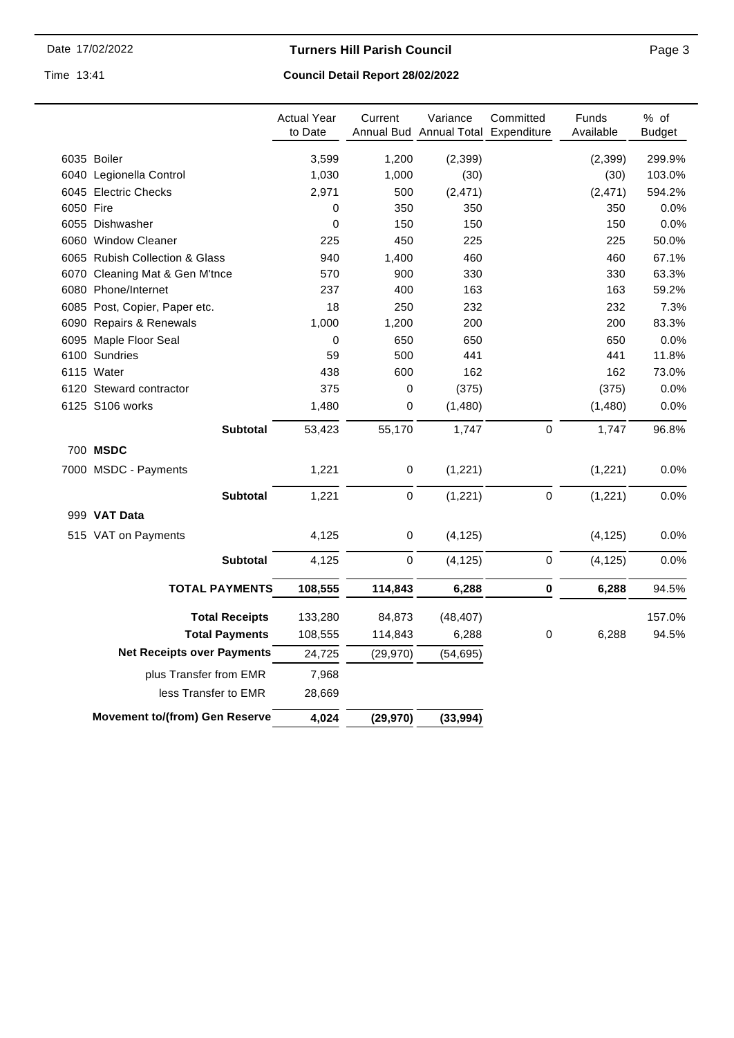Date 17/02/2022

Time 13:41

# Turners Hill Parish Council

## Council Detail Report 28/02/2022

| | Actual Year to Date | Current Annual Bud | Variance Annual Total | Committed Expenditure | Funds Available | % of Budget |
|---|---|---|---|---|---|---|
| 6035 Boiler | 3,599 | 1,200 | (2,399) | | (2,399) | 299.9% |
| 6040 Legionella Control | 1,030 | 1,000 | (30) | | (30) | 103.0% |
| 6045 Electric Checks | 2,971 | 500 | (2,471) | | (2,471) | 594.2% |
| 6050 Fire | 0 | 350 | 350 | | 350 | 0.0% |
| 6055 Dishwasher | 0 | 150 | 150 | | 150 | 0.0% |
| 6060 Window Cleaner | 225 | 450 | 225 | | 225 | 50.0% |
| 6065 Rubish Collection & Glass | 940 | 1,400 | 460 | | 460 | 67.1% |
| 6070 Cleaning Mat & Gen M'tnce | 570 | 900 | 330 | | 330 | 63.3% |
| 6080 Phone/Internet | 237 | 400 | 163 | | 163 | 59.2% |
| 6085 Post, Copier, Paper etc. | 18 | 250 | 232 | | 232 | 7.3% |
| 6090 Repairs & Renewals | 1,000 | 1,200 | 200 | | 200 | 83.3% |
| 6095 Maple Floor Seal | 0 | 650 | 650 | | 650 | 0.0% |
| 6100 Sundries | 59 | 500 | 441 | | 441 | 11.8% |
| 6115 Water | 438 | 600 | 162 | | 162 | 73.0% |
| 6120 Steward contractor | 375 | 0 | (375) | | (375) | 0.0% |
| 6125 S106 works | 1,480 | 0 | (1,480) | | (1,480) | 0.0% |
| **Subtotal** | 53,423 | 55,170 | 1,747 | 0 | 1,747 | 96.8% |
| 700 **MSDC** | | | | | | |
| 7000 MSDC - Payments | 1,221 | 0 | (1,221) | | (1,221) | 0.0% |
| **Subtotal** | 1,221 | 0 | (1,221) | 0 | (1,221) | 0.0% |
| 999 **VAT Data** | | | | | | |
| 515 VAT on Payments | 4,125 | 0 | (4,125) | | (4,125) | 0.0% |
| **Subtotal** | 4,125 | 0 | (4,125) | 0 | (4,125) | 0.0% |
| **TOTAL PAYMENTS** | **108,555** | **114,843** | **6,288** | **0** | **6,288** | 94.5% |
| **Total Receipts** | 133,280 | 84,873 | (48,407) | | | 157.0% |
| **Total Payments** | 108,555 | 114,843 | 6,288 | 0 | 6,288 | 94.5% |
| **Net Receipts over Payments** | 24,725 | (29,970) | (54,695) | | | |
| plus Transfer from EMR | 7,968 | | | | | |
| less Transfer to EMR | 28,669 | | | | | |
| **Movement to/(from) Gen Reserve** | **4,024** | **(29,970)** | **(33,994)** | | | |